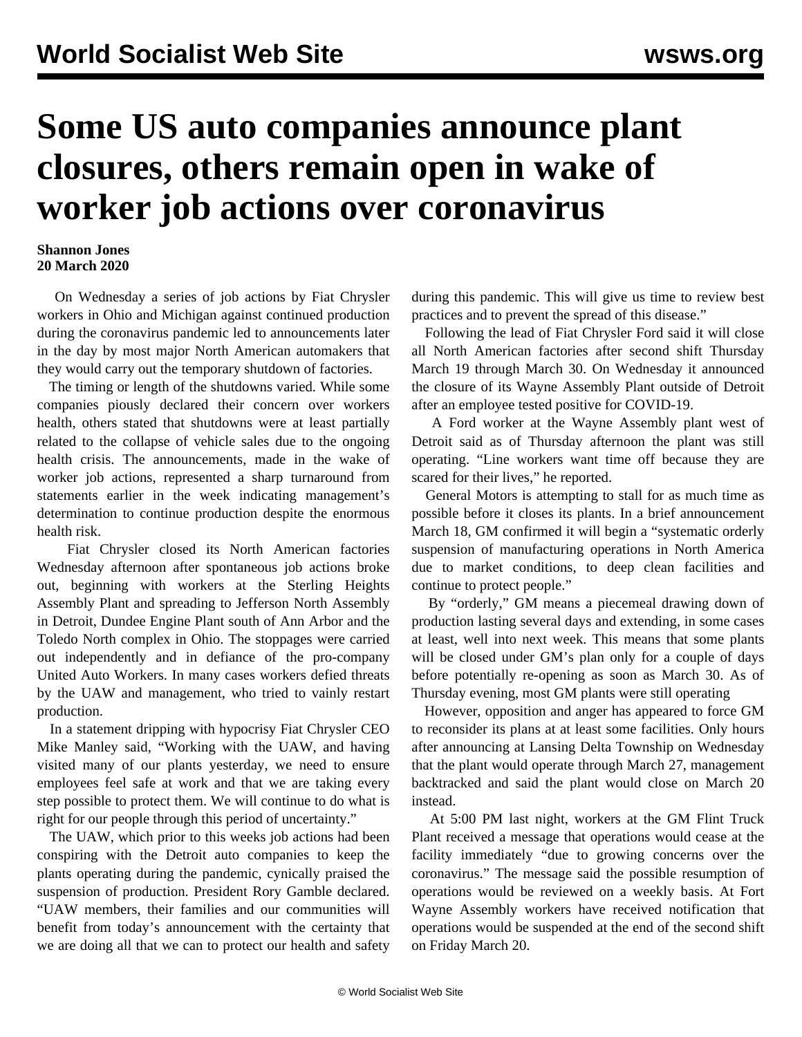# Some US auto companies announce plant closures, others remain open in wake of worker job actions over coronavirus

**Shannon Jones**
**20 March 2020**

On Wednesday a series of job actions by Fiat Chrysler workers in Ohio and Michigan against continued production during the coronavirus pandemic led to announcements later in the day by most major North American automakers that they would carry out the temporary shutdown of factories.

The timing or length of the shutdowns varied. While some companies piously declared their concern over workers health, others stated that shutdowns were at least partially related to the collapse of vehicle sales due to the ongoing health crisis. The announcements, made in the wake of worker job actions, represented a sharp turnaround from statements earlier in the week indicating management's determination to continue production despite the enormous health risk.

Fiat Chrysler closed its North American factories Wednesday afternoon after spontaneous job actions broke out, beginning with workers at the Sterling Heights Assembly Plant and spreading to Jefferson North Assembly in Detroit, Dundee Engine Plant south of Ann Arbor and the Toledo North complex in Ohio. The stoppages were carried out independently and in defiance of the pro-company United Auto Workers. In many cases workers defied threats by the UAW and management, who tried to vainly restart production.

In a statement dripping with hypocrisy Fiat Chrysler CEO Mike Manley said, "Working with the UAW, and having visited many of our plants yesterday, we need to ensure employees feel safe at work and that we are taking every step possible to protect them. We will continue to do what is right for our people through this period of uncertainty."

The UAW, which prior to this weeks job actions had been conspiring with the Detroit auto companies to keep the plants operating during the pandemic, cynically praised the suspension of production. President Rory Gamble declared. "UAW members, their families and our communities will benefit from today's announcement with the certainty that we are doing all that we can to protect our health and safety during this pandemic. This will give us time to review best practices and to prevent the spread of this disease."

Following the lead of Fiat Chrysler Ford said it will close all North American factories after second shift Thursday March 19 through March 30. On Wednesday it announced the closure of its Wayne Assembly Plant outside of Detroit after an employee tested positive for COVID-19.

A Ford worker at the Wayne Assembly plant west of Detroit said as of Thursday afternoon the plant was still operating. "Line workers want time off because they are scared for their lives," he reported.

General Motors is attempting to stall for as much time as possible before it closes its plants. In a brief announcement March 18, GM confirmed it will begin a "systematic orderly suspension of manufacturing operations in North America due to market conditions, to deep clean facilities and continue to protect people."

By "orderly," GM means a piecemeal drawing down of production lasting several days and extending, in some cases at least, well into next week. This means that some plants will be closed under GM's plan only for a couple of days before potentially re-opening as soon as March 30. As of Thursday evening, most GM plants were still operating

However, opposition and anger has appeared to force GM to reconsider its plans at at least some facilities. Only hours after announcing at Lansing Delta Township on Wednesday that the plant would operate through March 27, management backtracked and said the plant would close on March 20 instead.

At 5:00 PM last night, workers at the GM Flint Truck Plant received a message that operations would cease at the facility immediately "due to growing concerns over the coronavirus." The message said the possible resumption of operations would be reviewed on a weekly basis. At Fort Wayne Assembly workers have received notification that operations would be suspended at the end of the second shift on Friday March 20.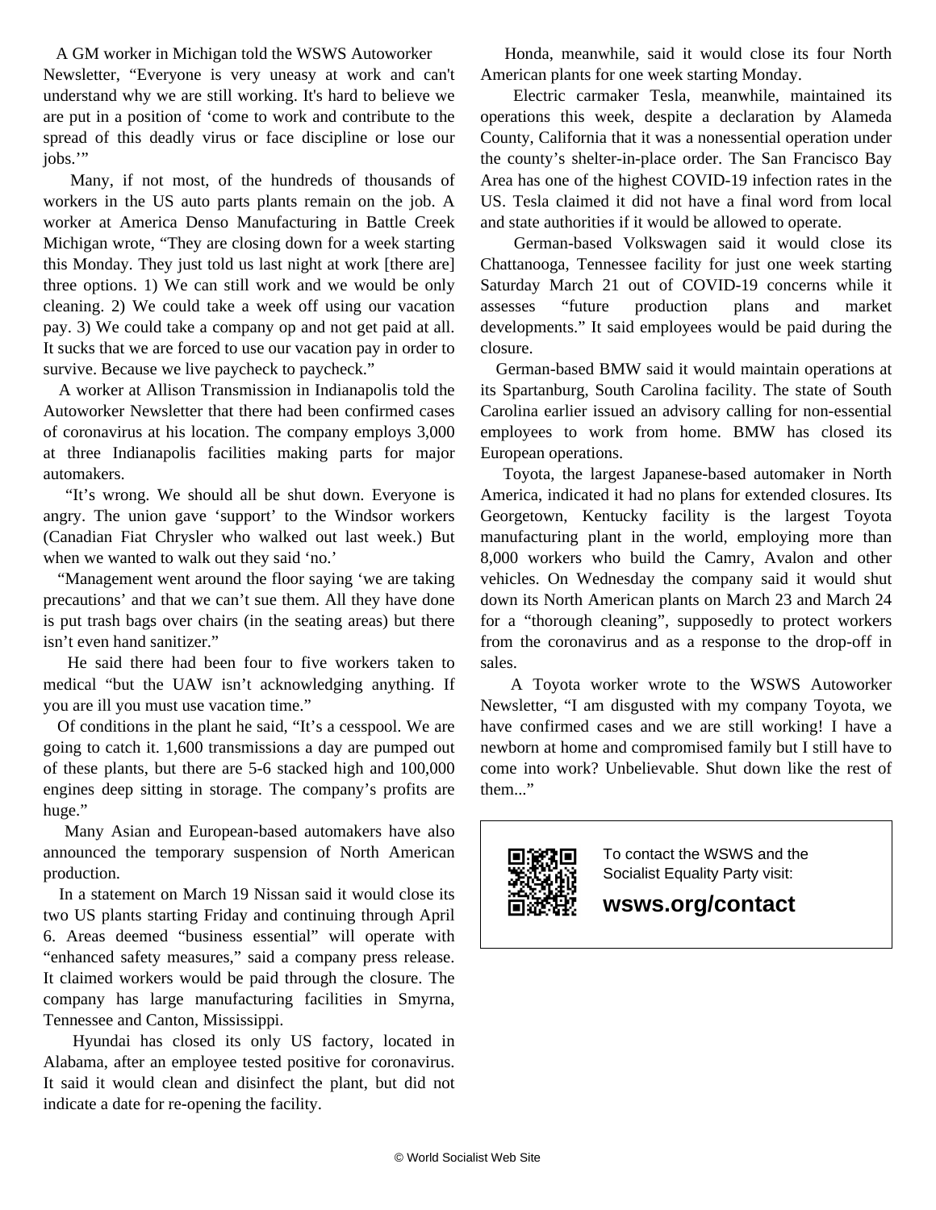A GM worker in Michigan told the WSWS Autoworker Newsletter, "Everyone is very uneasy at work and can't understand why we are still working. It's hard to believe we are put in a position of 'come to work and contribute to the spread of this deadly virus or face discipline or lose our jobs.'"

Many, if not most, of the hundreds of thousands of workers in the US auto parts plants remain on the job. A worker at America Denso Manufacturing in Battle Creek Michigan wrote, "They are closing down for a week starting this Monday. They just told us last night at work [there are] three options. 1) We can still work and we would be only cleaning. 2) We could take a week off using our vacation pay. 3) We could take a company op and not get paid at all. It sucks that we are forced to use our vacation pay in order to survive. Because we live paycheck to paycheck."

A worker at Allison Transmission in Indianapolis told the Autoworker Newsletter that there had been confirmed cases of coronavirus at his location. The company employs 3,000 at three Indianapolis facilities making parts for major automakers.

"It's wrong. We should all be shut down. Everyone is angry. The union gave 'support' to the Windsor workers (Canadian Fiat Chrysler who walked out last week.) But when we wanted to walk out they said 'no.'

"Management went around the floor saying 'we are taking precautions' and that we can't sue them. All they have done is put trash bags over chairs (in the seating areas) but there isn't even hand sanitizer."

He said there had been four to five workers taken to medical "but the UAW isn't acknowledging anything. If you are ill you must use vacation time."

Of conditions in the plant he said, "It's a cesspool. We are going to catch it. 1,600 transmissions a day are pumped out of these plants, but there are 5-6 stacked high and 100,000 engines deep sitting in storage. The company's profits are huge."

Many Asian and European-based automakers have also announced the temporary suspension of North American production.

In a statement on March 19 Nissan said it would close its two US plants starting Friday and continuing through April 6. Areas deemed "business essential" will operate with "enhanced safety measures," said a company press release. It claimed workers would be paid through the closure. The company has large manufacturing facilities in Smyrna, Tennessee and Canton, Mississippi.

Hyundai has closed its only US factory, located in Alabama, after an employee tested positive for coronavirus. It said it would clean and disinfect the plant, but did not indicate a date for re-opening the facility.

Honda, meanwhile, said it would close its four North American plants for one week starting Monday.

Electric carmaker Tesla, meanwhile, maintained its operations this week, despite a declaration by Alameda County, California that it was a nonessential operation under the county's shelter-in-place order. The San Francisco Bay Area has one of the highest COVID-19 infection rates in the US. Tesla claimed it did not have a final word from local and state authorities if it would be allowed to operate.

German-based Volkswagen said it would close its Chattanooga, Tennessee facility for just one week starting Saturday March 21 out of COVID-19 concerns while it assesses "future production plans and market developments." It said employees would be paid during the closure.

German-based BMW said it would maintain operations at its Spartanburg, South Carolina facility. The state of South Carolina earlier issued an advisory calling for non-essential employees to work from home. BMW has closed its European operations.

Toyota, the largest Japanese-based automaker in North America, indicated it had no plans for extended closures. Its Georgetown, Kentucky facility is the largest Toyota manufacturing plant in the world, employing more than 8,000 workers who build the Camry, Avalon and other vehicles. On Wednesday the company said it would shut down its North American plants on March 23 and March 24 for a "thorough cleaning", supposedly to protect workers from the coronavirus and as a response to the drop-off in sales.

A Toyota worker wrote to the WSWS Autoworker Newsletter, "I am disgusted with my company Toyota, we have confirmed cases and we are still working! I have a newborn at home and compromised family but I still have to come into work? Unbelievable. Shut down like the rest of them..."

To contact the WSWS and the Socialist Equality Party visit:

**wsws.org/contact**